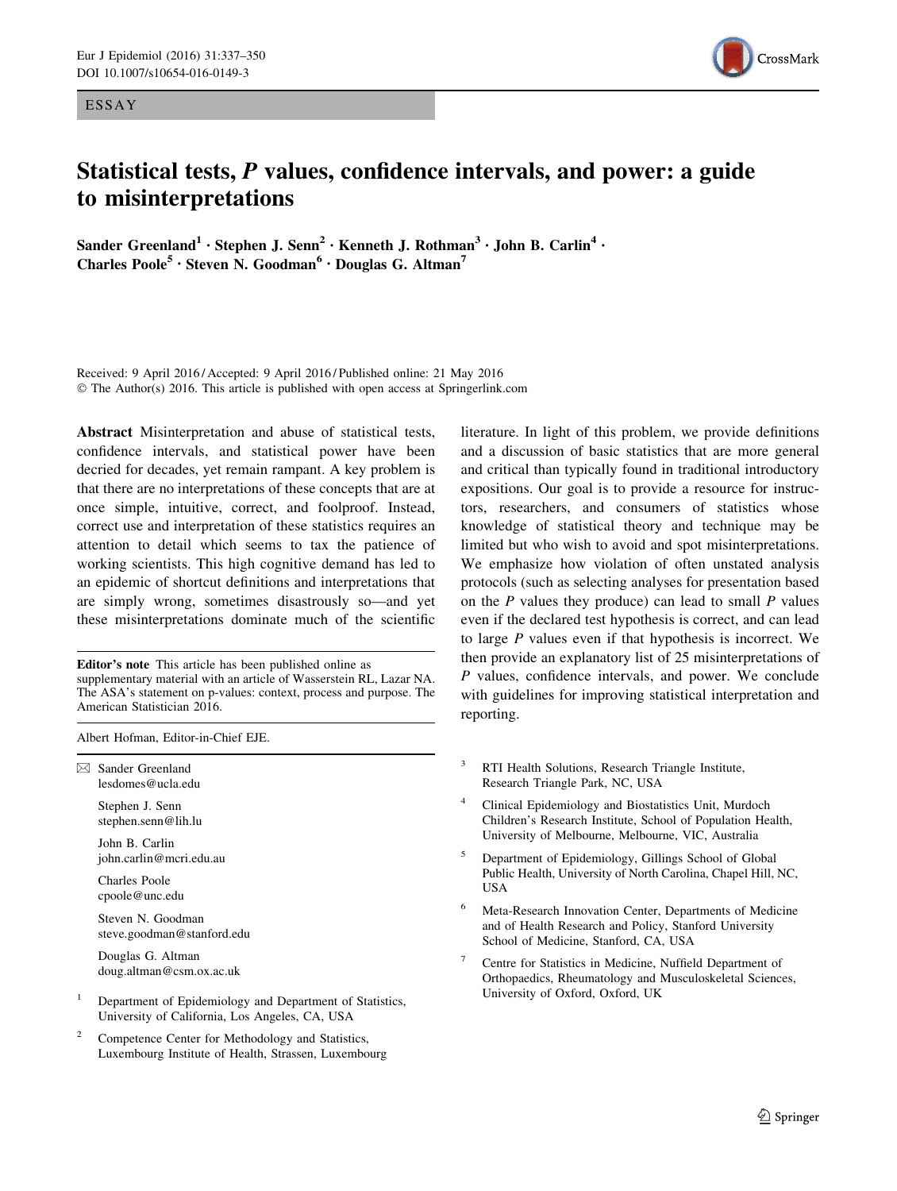ESSAY

# Statistical tests, *P* values, confidence intervals, and power: a guide to misinterpretations

**Sander Greenland[1] · Stephen J. Senn[2] · Kenneth J. Rothman[3] · John B. Carlin[4] · Charles Poole[5] · Steven N. Goodman[6] · Douglas G. Altman[7]**

Received: 9 April 2016 / Accepted: 9 April 2016 / Published online: 21 May 2016
© The Author(s) 2016. This article is published with open access at Springerlink.com

**Abstract** Misinterpretation and abuse of statistical tests, confidence intervals, and statistical power have been decried for decades, yet remain rampant. A key problem is that there are no interpretations of these concepts that are at once simple, intuitive, correct, and foolproof. Instead, correct use and interpretation of these statistics requires an attention to detail which seems to tax the patience of working scientists. This high cognitive demand has led to an epidemic of shortcut definitions and interpretations that are simply wrong, sometimes disastrously so—and yet these misinterpretations dominate much of the scientific literature. In light of this problem, we provide definitions and a discussion of basic statistics that are more general and critical than typically found in traditional introductory expositions. Our goal is to provide a resource for instructors, researchers, and consumers of statistics whose knowledge of statistical theory and technique may be limited but who wish to avoid and spot misinterpretations. We emphasize how violation of often unstated analysis protocols (such as selecting analyses for presentation based on the *P* values they produce) can lead to small *P* values even if the declared test hypothesis is correct, and can lead to large *P* values even if that hypothesis is incorrect. We then provide an explanatory list of 25 misinterpretations of *P* values, confidence intervals, and power. We conclude with guidelines for improving statistical interpretation and reporting.

**Editor's note** This article has been published online as supplementary material with an article of Wasserstein RL, Lazar NA. The ASA's statement on p-values: context, process and purpose. The American Statistician 2016.

Albert Hofman, Editor-in-Chief EJE.

✉ Sander Greenland
lesdomes@ucla.edu

Stephen J. Senn
stephen.senn@lih.lu

John B. Carlin
john.carlin@mcri.edu.au

Charles Poole
cpoole@unc.edu

Steven N. Goodman
steve.goodman@stanford.edu

Douglas G. Altman
doug.altman@csm.ox.ac.uk

[1] Department of Epidemiology and Department of Statistics, University of California, Los Angeles, CA, USA

[2] Competence Center for Methodology and Statistics, Luxembourg Institute of Health, Strassen, Luxembourg

[3] RTI Health Solutions, Research Triangle Institute, Research Triangle Park, NC, USA

[4] Clinical Epidemiology and Biostatistics Unit, Murdoch Children's Research Institute, School of Population Health, University of Melbourne, Melbourne, VIC, Australia

[5] Department of Epidemiology, Gillings School of Global Public Health, University of North Carolina, Chapel Hill, NC, USA

[6] Meta-Research Innovation Center, Departments of Medicine and of Health Research and Policy, Stanford University School of Medicine, Stanford, CA, USA

[7] Centre for Statistics in Medicine, Nuffield Department of Orthopaedics, Rheumatology and Musculoskeletal Sciences, University of Oxford, Oxford, UK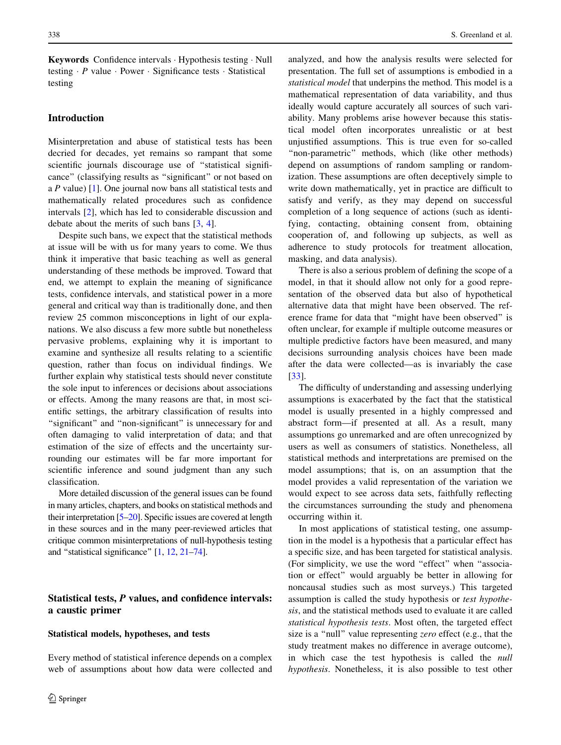**Keywords** Confidence intervals · Hypothesis testing · Null testing · *P* value · Power · Significance tests · Statistical testing

## Introduction

Misinterpretation and abuse of statistical tests has been decried for decades, yet remains so rampant that some scientific journals discourage use of "statistical significance" (classifying results as "significant" or not based on a *P* value) [1]. One journal now bans all statistical tests and mathematically related procedures such as confidence intervals [2], which has led to considerable discussion and debate about the merits of such bans [3, 4].

Despite such bans, we expect that the statistical methods at issue will be with us for many years to come. We thus think it imperative that basic teaching as well as general understanding of these methods be improved. Toward that end, we attempt to explain the meaning of significance tests, confidence intervals, and statistical power in a more general and critical way than is traditionally done, and then review 25 common misconceptions in light of our explanations. We also discuss a few more subtle but nonetheless pervasive problems, explaining why it is important to examine and synthesize all results relating to a scientific question, rather than focus on individual findings. We further explain why statistical tests should never constitute the sole input to inferences or decisions about associations or effects. Among the many reasons are that, in most scientific settings, the arbitrary classification of results into "significant" and "non-significant" is unnecessary for and often damaging to valid interpretation of data; and that estimation of the size of effects and the uncertainty surrounding our estimates will be far more important for scientific inference and sound judgment than any such classification.

More detailed discussion of the general issues can be found in many articles, chapters, and books on statistical methods and their interpretation [5–20]. Specific issues are covered at length in these sources and in the many peer-reviewed articles that critique common misinterpretations of null-hypothesis testing and "statistical significance" [1, 12, 21–74].

## Statistical tests, *P* values, and confidence intervals: a caustic primer

### Statistical models, hypotheses, and tests

Every method of statistical inference depends on a complex web of assumptions about how data were collected and analyzed, and how the analysis results were selected for presentation. The full set of assumptions is embodied in a *statistical model* that underpins the method. This model is a mathematical representation of data variability, and thus ideally would capture accurately all sources of such variability. Many problems arise however because this statistical model often incorporates unrealistic or at best unjustified assumptions. This is true even for so-called "non-parametric" methods, which (like other methods) depend on assumptions of random sampling or randomization. These assumptions are often deceptively simple to write down mathematically, yet in practice are difficult to satisfy and verify, as they may depend on successful completion of a long sequence of actions (such as identifying, contacting, obtaining consent from, obtaining cooperation of, and following up subjects, as well as adherence to study protocols for treatment allocation, masking, and data analysis).

There is also a serious problem of defining the scope of a model, in that it should allow not only for a good representation of the observed data but also of hypothetical alternative data that might have been observed. The reference frame for data that "might have been observed" is often unclear, for example if multiple outcome measures or multiple predictive factors have been measured, and many decisions surrounding analysis choices have been made after the data were collected—as is invariably the case [33].

The difficulty of understanding and assessing underlying assumptions is exacerbated by the fact that the statistical model is usually presented in a highly compressed and abstract form—if presented at all. As a result, many assumptions go unremarked and are often unrecognized by users as well as consumers of statistics. Nonetheless, all statistical methods and interpretations are premised on the model assumptions; that is, on an assumption that the model provides a valid representation of the variation we would expect to see across data sets, faithfully reflecting the circumstances surrounding the study and phenomena occurring within it.

In most applications of statistical testing, one assumption in the model is a hypothesis that a particular effect has a specific size, and has been targeted for statistical analysis. (For simplicity, we use the word "effect" when "association or effect" would arguably be better in allowing for noncausal studies such as most surveys.) This targeted assumption is called the study hypothesis or *test hypothesis*, and the statistical methods used to evaluate it are called *statistical hypothesis tests*. Most often, the targeted effect size is a "null" value representing *zero* effect (e.g., that the study treatment makes no difference in average outcome), in which case the test hypothesis is called the *null hypothesis*. Nonetheless, it is also possible to test other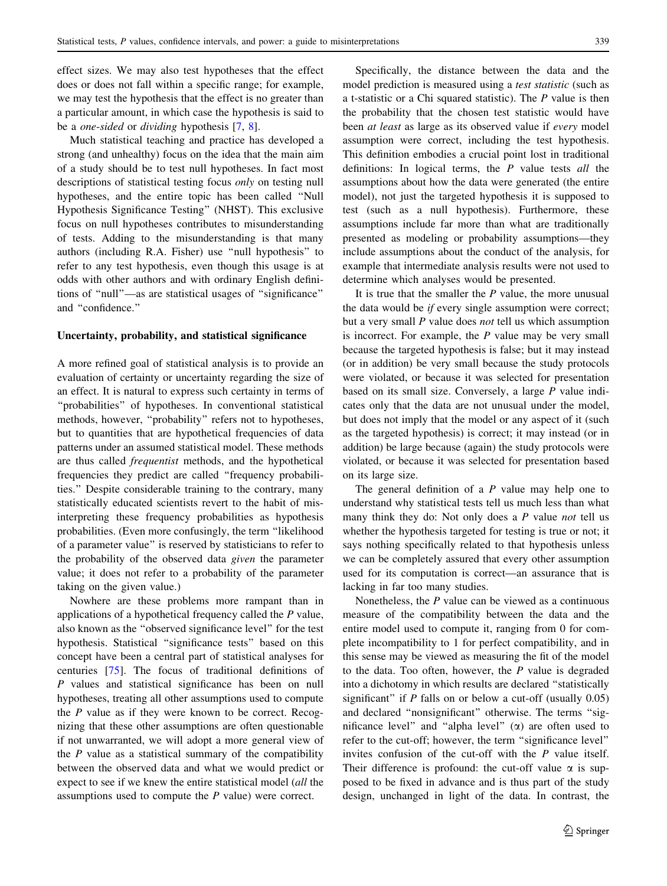effect sizes. We may also test hypotheses that the effect does or does not fall within a specific range; for example, we may test the hypothesis that the effect is no greater than a particular amount, in which case the hypothesis is said to be a *one-sided* or *dividing* hypothesis [7, 8].

Much statistical teaching and practice has developed a strong (and unhealthy) focus on the idea that the main aim of a study should be to test null hypotheses. In fact most descriptions of statistical testing focus *only* on testing null hypotheses, and the entire topic has been called "Null Hypothesis Significance Testing" (NHST). This exclusive focus on null hypotheses contributes to misunderstanding of tests. Adding to the misunderstanding is that many authors (including R.A. Fisher) use "null hypothesis" to refer to any test hypothesis, even though this usage is at odds with other authors and with ordinary English definitions of "null"—as are statistical usages of "significance" and "confidence."

### Uncertainty, probability, and statistical significance

A more refined goal of statistical analysis is to provide an evaluation of certainty or uncertainty regarding the size of an effect. It is natural to express such certainty in terms of "probabilities" of hypotheses. In conventional statistical methods, however, "probability" refers not to hypotheses, but to quantities that are hypothetical frequencies of data patterns under an assumed statistical model. These methods are thus called *frequentist* methods, and the hypothetical frequencies they predict are called "frequency probabilities." Despite considerable training to the contrary, many statistically educated scientists revert to the habit of misinterpreting these frequency probabilities as hypothesis probabilities. (Even more confusingly, the term "likelihood of a parameter value" is reserved by statisticians to refer to the probability of the observed data *given* the parameter value; it does not refer to a probability of the parameter taking on the given value.)

Nowhere are these problems more rampant than in applications of a hypothetical frequency called the *P* value, also known as the "observed significance level" for the test hypothesis. Statistical "significance tests" based on this concept have been a central part of statistical analyses for centuries [75]. The focus of traditional definitions of *P* values and statistical significance has been on null hypotheses, treating all other assumptions used to compute the *P* value as if they were known to be correct. Recognizing that these other assumptions are often questionable if not unwarranted, we will adopt a more general view of the *P* value as a statistical summary of the compatibility between the observed data and what we would predict or expect to see if we knew the entire statistical model (*all* the assumptions used to compute the *P* value) were correct.

Specifically, the distance between the data and the model prediction is measured using a *test statistic* (such as a t-statistic or a Chi squared statistic). The *P* value is then the probability that the chosen test statistic would have been *at least* as large as its observed value if *every* model assumption were correct, including the test hypothesis. This definition embodies a crucial point lost in traditional definitions: In logical terms, the *P* value tests *all* the assumptions about how the data were generated (the entire model), not just the targeted hypothesis it is supposed to test (such as a null hypothesis). Furthermore, these assumptions include far more than what are traditionally presented as modeling or probability assumptions—they include assumptions about the conduct of the analysis, for example that intermediate analysis results were not used to determine which analyses would be presented.

It is true that the smaller the *P* value, the more unusual the data would be *if* every single assumption were correct; but a very small *P* value does *not* tell us which assumption is incorrect. For example, the *P* value may be very small because the targeted hypothesis is false; but it may instead (or in addition) be very small because the study protocols were violated, or because it was selected for presentation based on its small size. Conversely, a large *P* value indicates only that the data are not unusual under the model, but does not imply that the model or any aspect of it (such as the targeted hypothesis) is correct; it may instead (or in addition) be large because (again) the study protocols were violated, or because it was selected for presentation based on its large size.

The general definition of a *P* value may help one to understand why statistical tests tell us much less than what many think they do: Not only does a *P* value *not* tell us whether the hypothesis targeted for testing is true or not; it says nothing specifically related to that hypothesis unless we can be completely assured that every other assumption used for its computation is correct—an assurance that is lacking in far too many studies.

Nonetheless, the *P* value can be viewed as a continuous measure of the compatibility between the data and the entire model used to compute it, ranging from 0 for complete incompatibility to 1 for perfect compatibility, and in this sense may be viewed as measuring the fit of the model to the data. Too often, however, the *P* value is degraded into a dichotomy in which results are declared "statistically significant" if *P* falls on or below a cut-off (usually 0.05) and declared "nonsignificant" otherwise. The terms "significance level" and "alpha level" ($\alpha$) are often used to refer to the cut-off; however, the term "significance level" invites confusion of the cut-off with the *P* value itself. Their difference is profound: the cut-off value $\alpha$ is supposed to be fixed in advance and is thus part of the study design, unchanged in light of the data. In contrast, the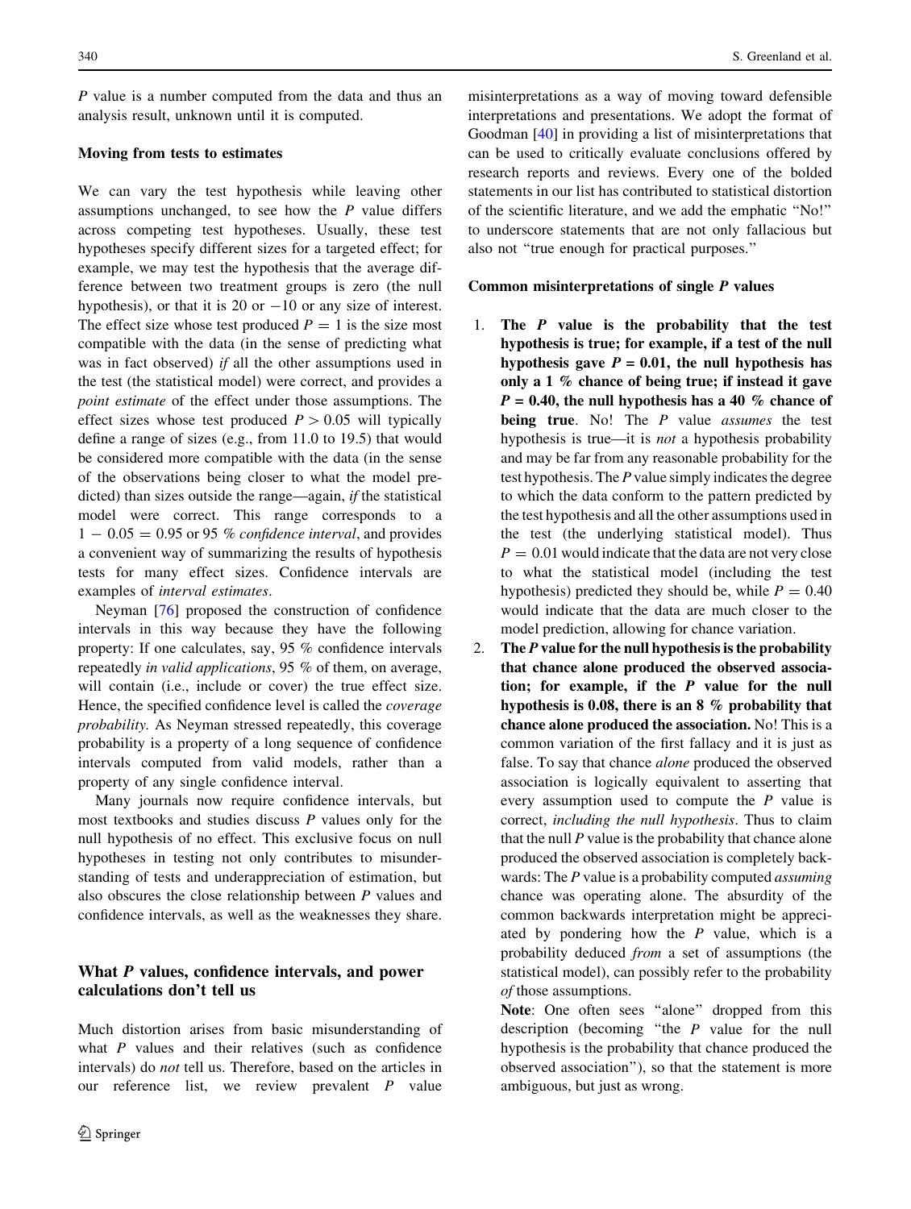*P* value is a number computed from the data and thus an analysis result, unknown until it is computed.

### Moving from tests to estimates

We can vary the test hypothesis while leaving other assumptions unchanged, to see how the *P* value differs across competing test hypotheses. Usually, these test hypotheses specify different sizes for a targeted effect; for example, we may test the hypothesis that the average difference between two treatment groups is zero (the null hypothesis), or that it is 20 or −10 or any size of interest. The effect size whose test produced $P = 1$ is the size most compatible with the data (in the sense of predicting what was in fact observed) *if* all the other assumptions used in the test (the statistical model) were correct, and provides a *point estimate* of the effect under those assumptions. The effect sizes whose test produced $P > 0.05$ will typically define a range of sizes (e.g., from 11.0 to 19.5) that would be considered more compatible with the data (in the sense of the observations being closer to what the model predicted) than sizes outside the range—again, *if* the statistical model were correct. This range corresponds to a $1 - 0.05 = 0.95$ or 95 % *confidence interval*, and provides a convenient way of summarizing the results of hypothesis tests for many effect sizes. Confidence intervals are examples of *interval estimates*.

Neyman [76] proposed the construction of confidence intervals in this way because they have the following property: If one calculates, say, 95 % confidence intervals repeatedly *in valid applications*, 95 % of them, on average, will contain (i.e., include or cover) the true effect size. Hence, the specified confidence level is called the *coverage probability*. As Neyman stressed repeatedly, this coverage probability is a property of a long sequence of confidence intervals computed from valid models, rather than a property of any single confidence interval.

Many journals now require confidence intervals, but most textbooks and studies discuss *P* values only for the null hypothesis of no effect. This exclusive focus on null hypotheses in testing not only contributes to misunderstanding of tests and underappreciation of estimation, but also obscures the close relationship between *P* values and confidence intervals, as well as the weaknesses they share.

## What *P* values, confidence intervals, and power calculations don't tell us

Much distortion arises from basic misunderstanding of what *P* values and their relatives (such as confidence intervals) do *not* tell us. Therefore, based on the articles in our reference list, we review prevalent *P* value misinterpretations as a way of moving toward defensible interpretations and presentations. We adopt the format of Goodman [40] in providing a list of misinterpretations that can be used to critically evaluate conclusions offered by research reports and reviews. Every one of the bolded statements in our list has contributed to statistical distortion of the scientific literature, and we add the emphatic "No!" to underscore statements that are not only fallacious but also not "true enough for practical purposes."

### Common misinterpretations of single *P* values

1. **The *P* value is the probability that the test hypothesis is true; for example, if a test of the null hypothesis gave $P = 0.01$, the null hypothesis has only a 1 % chance of being true; if instead it gave $P = 0.40$, the null hypothesis has a 40 % chance of being true**. No! The *P* value *assumes* the test hypothesis is true—it is *not* a hypothesis probability and may be far from any reasonable probability for the test hypothesis. The *P* value simply indicates the degree to which the data conform to the pattern predicted by the test hypothesis and all the other assumptions used in the test (the underlying statistical model). Thus $P = 0.01$ would indicate that the data are not very close to what the statistical model (including the test hypothesis) predicted they should be, while $P = 0.40$ would indicate that the data are much closer to the model prediction, allowing for chance variation.
2. **The *P* value for the null hypothesis is the probability that chance alone produced the observed association; for example, if the *P* value for the null hypothesis is 0.08, there is an 8 % probability that chance alone produced the association.** No! This is a common variation of the first fallacy and it is just as false. To say that chance *alone* produced the observed association is logically equivalent to asserting that every assumption used to compute the *P* value is correct, *including the null hypothesis*. Thus to claim that the null *P* value is the probability that chance alone produced the observed association is completely backwards: The *P* value is a probability computed *assuming* chance was operating alone. The absurdity of the common backwards interpretation might be appreciated by pondering how the *P* value, which is a probability deduced *from* a set of assumptions (the statistical model), can possibly refer to the probability *of* those assumptions.

   **Note**: One often sees "alone" dropped from this description (becoming "the *P* value for the null hypothesis is the probability that chance produced the observed association"), so that the statement is more ambiguous, but just as wrong.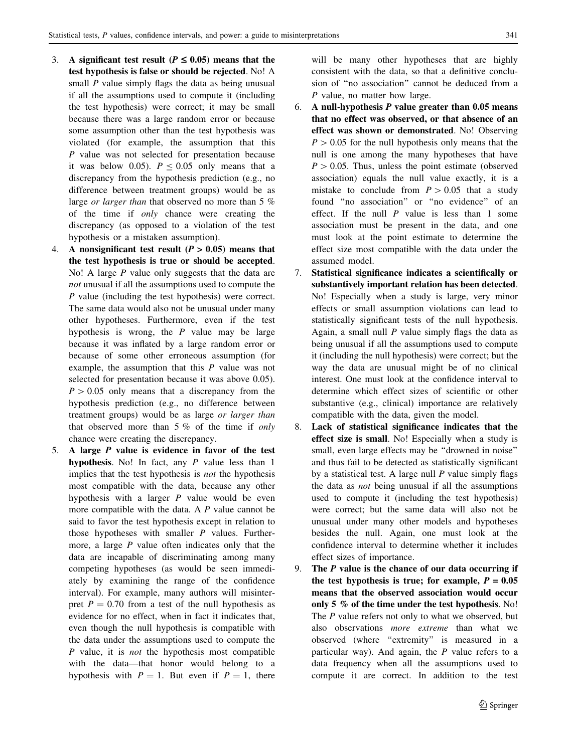3. **A significant test result ($P \leq 0.05$) means that the test hypothesis is false or should be rejected**. No! A small $P$ value simply flags the data as being unusual if all the assumptions used to compute it (including the test hypothesis) were correct; it may be small because there was a large random error or because some assumption other than the test hypothesis was violated (for example, the assumption that this $P$ value was not selected for presentation because it was below 0.05). $P \leq 0.05$ only means that a discrepancy from the hypothesis prediction (e.g., no difference between treatment groups) would be as large *or larger than* that observed no more than 5 % of the time if *only* chance were creating the discrepancy (as opposed to a violation of the test hypothesis or a mistaken assumption).
4. **A nonsignificant test result ($P > 0.05$) means that the test hypothesis is true or should be accepted**. No! A large $P$ value only suggests that the data are *not* unusual if all the assumptions used to compute the $P$ value (including the test hypothesis) were correct. The same data would also not be unusual under many other hypotheses. Furthermore, even if the test hypothesis is wrong, the $P$ value may be large because it was inflated by a large random error or because of some other erroneous assumption (for example, the assumption that this $P$ value was not selected for presentation because it was above 0.05). $P > 0.05$ only means that a discrepancy from the hypothesis prediction (e.g., no difference between treatment groups) would be as large *or larger than* that observed more than 5 % of the time if *only* chance were creating the discrepancy.
5. **A large $P$ value is evidence in favor of the test hypothesis**. No! In fact, any $P$ value less than 1 implies that the test hypothesis is *not* the hypothesis most compatible with the data, because any other hypothesis with a larger $P$ value would be even more compatible with the data. A $P$ value cannot be said to favor the test hypothesis except in relation to those hypotheses with smaller $P$ values. Furthermore, a large $P$ value often indicates only that the data are incapable of discriminating among many competing hypotheses (as would be seen immediately by examining the range of the confidence interval). For example, many authors will misinterpret $P = 0.70$ from a test of the null hypothesis as evidence for no effect, when in fact it indicates that, even though the null hypothesis is compatible with the data under the assumptions used to compute the $P$ value, it is *not* the hypothesis most compatible with the data—that honor would belong to a hypothesis with $P = 1$. But even if $P = 1$, there will be many other hypotheses that are highly consistent with the data, so that a definitive conclusion of "no association" cannot be deduced from a $P$ value, no matter how large.
6. **A null-hypothesis $P$ value greater than 0.05 means that no effect was observed, or that absence of an effect was shown or demonstrated**. No! Observing $P > 0.05$ for the null hypothesis only means that the null is one among the many hypotheses that have $P > 0.05$. Thus, unless the point estimate (observed association) equals the null value exactly, it is a mistake to conclude from $P > 0.05$ that a study found "no association" or "no evidence" of an effect. If the null $P$ value is less than 1 some association must be present in the data, and one must look at the point estimate to determine the effect size most compatible with the data under the assumed model.
7. **Statistical significance indicates a scientifically or substantively important relation has been detected**. No! Especially when a study is large, very minor effects or small assumption violations can lead to statistically significant tests of the null hypothesis. Again, a small null $P$ value simply flags the data as being unusual if all the assumptions used to compute it (including the null hypothesis) were correct; but the way the data are unusual might be of no clinical interest. One must look at the confidence interval to determine which effect sizes of scientific or other substantive (e.g., clinical) importance are relatively compatible with the data, given the model.
8. **Lack of statistical significance indicates that the effect size is small**. No! Especially when a study is small, even large effects may be "drowned in noise" and thus fail to be detected as statistically significant by a statistical test. A large null $P$ value simply flags the data as *not* being unusual if all the assumptions used to compute it (including the test hypothesis) were correct; but the same data will also not be unusual under many other models and hypotheses besides the null. Again, one must look at the confidence interval to determine whether it includes effect sizes of importance.
9. **The $P$ value is the chance of our data occurring if the test hypothesis is true; for example, $P = 0.05$ means that the observed association would occur only 5 % of the time under the test hypothesis**. No! The $P$ value refers not only to what we observed, but also observations *more extreme* than what we observed (where "extremity" is measured in a particular way). And again, the $P$ value refers to a data frequency when all the assumptions used to compute it are correct. In addition to the test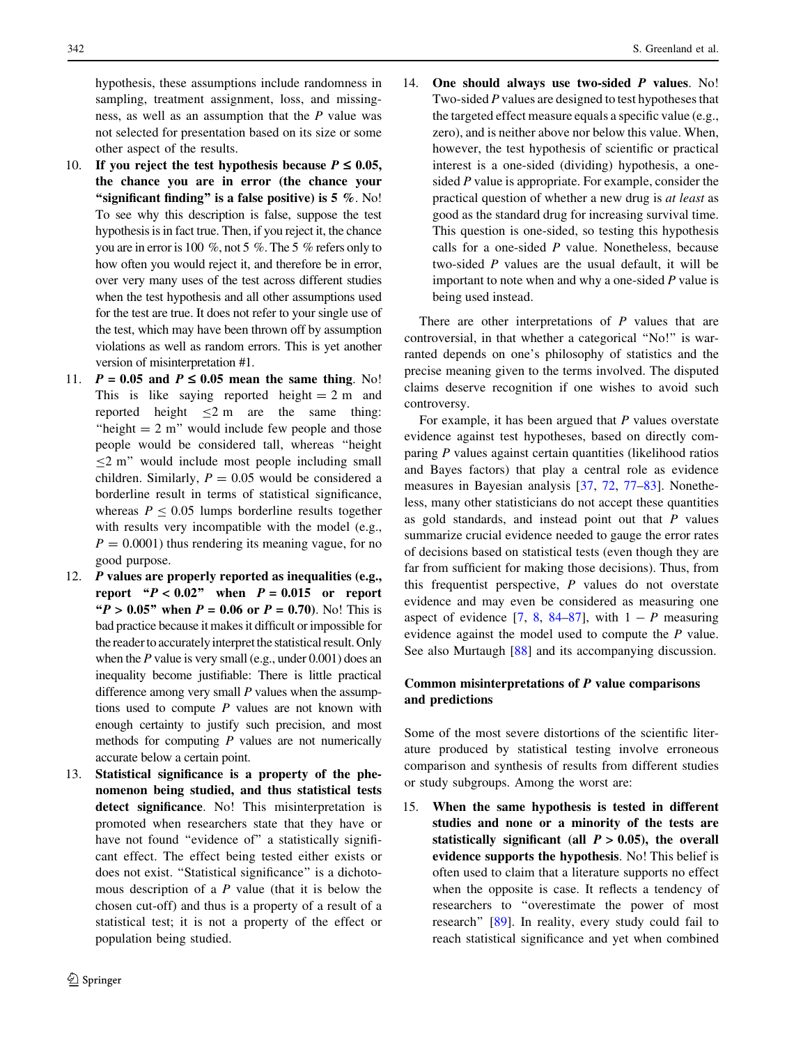hypothesis, these assumptions include randomness in sampling, treatment assignment, loss, and missingness, as well as an assumption that the $P$ value was not selected for presentation based on its size or some other aspect of the results.

10. **If you reject the test hypothesis because $P \leq 0.05$, the chance you are in error (the chance your "significant finding" is a false positive) is 5 %.** No! To see why this description is false, suppose the test hypothesis is in fact true. Then, if you reject it, the chance you are in error is 100 %, not 5 %. The 5 % refers only to how often you would reject it, and therefore be in error, over very many uses of the test across different studies when the test hypothesis and all other assumptions used for the test are true. It does not refer to your single use of the test, which may have been thrown off by assumption violations as well as random errors. This is yet another version of misinterpretation #1.
11. **$P = 0.05$ and $P \leq 0.05$ mean the same thing.** No! This is like saying reported height = 2 m and reported height $\leq$2 m are the same thing: "height = 2 m" would include few people and those people would be considered tall, whereas "height $\leq$2 m" would include most people including small children. Similarly, $P = 0.05$ would be considered a borderline result in terms of statistical significance, whereas $P \leq 0.05$ lumps borderline results together with results very incompatible with the model (e.g., $P = 0.0001$) thus rendering its meaning vague, for no good purpose.
12. **$P$ values are properly reported as inequalities (e.g., report "$P < 0.02$" when $P = 0.015$ or report "$P > 0.05$" when $P = 0.06$ or $P = 0.70$).** No! This is bad practice because it makes it difficult or impossible for the reader to accurately interpret the statistical result. Only when the $P$ value is very small (e.g., under 0.001) does an inequality become justifiable: There is little practical difference among very small $P$ values when the assumptions used to compute $P$ values are not known with enough certainty to justify such precision, and most methods for computing $P$ values are not numerically accurate below a certain point.
13. **Statistical significance is a property of the phenomenon being studied, and thus statistical tests detect significance.** No! This misinterpretation is promoted when researchers state that they have or have not found "evidence of" a statistically significant effect. The effect being tested either exists or does not exist. "Statistical significance" is a dichotomous description of a $P$ value (that it is below the chosen cut-off) and thus is a property of a result of a statistical test; it is not a property of the effect or population being studied.
14. **One should always use two-sided $P$ values.** No! Two-sided $P$ values are designed to test hypotheses that the targeted effect measure equals a specific value (e.g., zero), and is neither above nor below this value. When, however, the test hypothesis of scientific or practical interest is a one-sided (dividing) hypothesis, a one-sided $P$ value is appropriate. For example, consider the practical question of whether a new drug is *at least* as good as the standard drug for increasing survival time. This question is one-sided, so testing this hypothesis calls for a one-sided $P$ value. Nonetheless, because two-sided $P$ values are the usual default, it will be important to note when and why a one-sided $P$ value is being used instead.

There are other interpretations of $P$ values that are controversial, in that whether a categorical "No!" is warranted depends on one's philosophy of statistics and the precise meaning given to the terms involved. The disputed claims deserve recognition if one wishes to avoid such controversy.

For example, it has been argued that $P$ values overstate evidence against test hypotheses, based on directly comparing $P$ values against certain quantities (likelihood ratios and Bayes factors) that play a central role as evidence measures in Bayesian analysis [37, 72, 77–83]. Nonetheless, many other statisticians do not accept these quantities as gold standards, and instead point out that $P$ values summarize crucial evidence needed to gauge the error rates of decisions based on statistical tests (even though they are far from sufficient for making those decisions). Thus, from this frequentist perspective, $P$ values do not overstate evidence and may even be considered as measuring one aspect of evidence [7, 8, 84–87], with $1 - P$ measuring evidence against the model used to compute the $P$ value. See also Murtaugh [88] and its accompanying discussion.

### Common misinterpretations of $P$ value comparisons and predictions

Some of the most severe distortions of the scientific literature produced by statistical testing involve erroneous comparison and synthesis of results from different studies or study subgroups. Among the worst are:

15. **When the same hypothesis is tested in different studies and none or a minority of the tests are statistically significant (all $P > 0.05$), the overall evidence supports the hypothesis.** No! This belief is often used to claim that a literature supports no effect when the opposite is case. It reflects a tendency of researchers to "overestimate the power of most research" [89]. In reality, every study could fail to reach statistical significance and yet when combined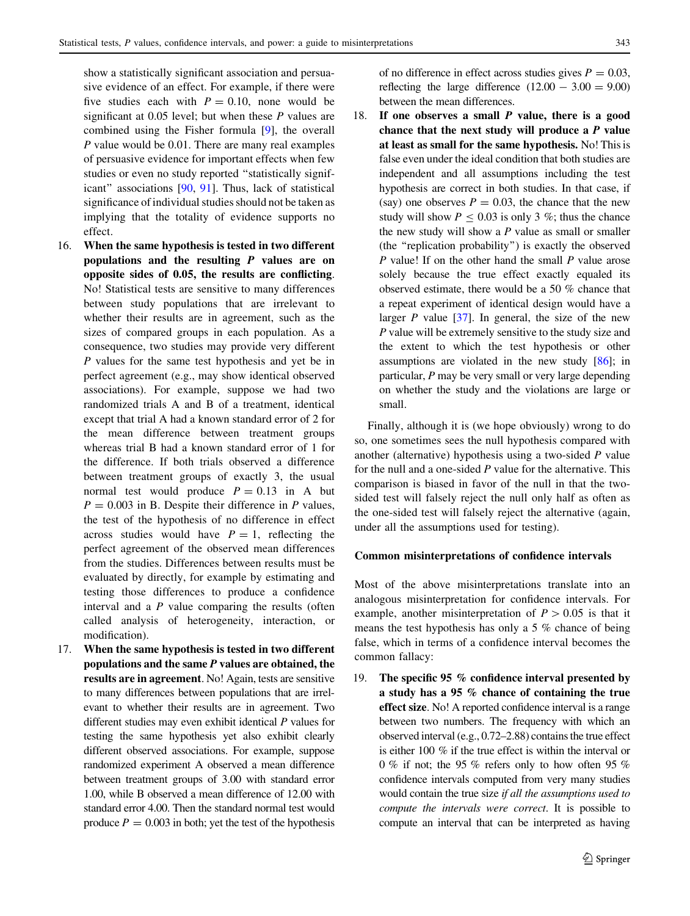show a statistically significant association and persuasive evidence of an effect. For example, if there were five studies each with $P = 0.10$, none would be significant at 0.05 level; but when these $P$ values are combined using the Fisher formula [9], the overall $P$ value would be 0.01. There are many real examples of persuasive evidence for important effects when few studies or even no study reported "statistically significant" associations [90, 91]. Thus, lack of statistical significance of individual studies should not be taken as implying that the totality of evidence supports no effect.

16. **When the same hypothesis is tested in two different populations and the resulting $P$ values are on opposite sides of 0.05, the results are conflicting**. No! Statistical tests are sensitive to many differences between study populations that are irrelevant to whether their results are in agreement, such as the sizes of compared groups in each population. As a consequence, two studies may provide very different $P$ values for the same test hypothesis and yet be in perfect agreement (e.g., may show identical observed associations). For example, suppose we had two randomized trials A and B of a treatment, identical except that trial A had a known standard error of 2 for the mean difference between treatment groups whereas trial B had a known standard error of 1 for the difference. If both trials observed a difference between treatment groups of exactly 3, the usual normal test would produce $P = 0.13$ in A but $P = 0.003$ in B. Despite their difference in $P$ values, the test of the hypothesis of no difference in effect across studies would have $P = 1$, reflecting the perfect agreement of the observed mean differences from the studies. Differences between results must be evaluated by directly, for example by estimating and testing those differences to produce a confidence interval and a $P$ value comparing the results (often called analysis of heterogeneity, interaction, or modification).

17. **When the same hypothesis is tested in two different populations and the same $P$ values are obtained, the results are in agreement**. No! Again, tests are sensitive to many differences between populations that are irrelevant to whether their results are in agreement. Two different studies may even exhibit identical $P$ values for testing the same hypothesis yet also exhibit clearly different observed associations. For example, suppose randomized experiment A observed a mean difference between treatment groups of 3.00 with standard error 1.00, while B observed a mean difference of 12.00 with standard error 4.00. Then the standard normal test would produce $P = 0.003$ in both; yet the test of the hypothesis of no difference in effect across studies gives $P = 0.03$, reflecting the large difference $(12.00 - 3.00 = 9.00)$ between the mean differences.

18. **If one observes a small $P$ value, there is a good chance that the next study will produce a $P$ value at least as small for the same hypothesis.** No! This is false even under the ideal condition that both studies are independent and all assumptions including the test hypothesis are correct in both studies. In that case, if (say) one observes $P = 0.03$, the chance that the new study will show $P \leq 0.03$ is only 3 %; thus the chance the new study will show a $P$ value as small or smaller (the "replication probability") is exactly the observed $P$ value! If on the other hand the small $P$ value arose solely because the true effect exactly equaled its observed estimate, there would be a 50 % chance that a repeat experiment of identical design would have a larger $P$ value [37]. In general, the size of the new $P$ value will be extremely sensitive to the study size and the extent to which the test hypothesis or other assumptions are violated in the new study [86]; in particular, $P$ may be very small or very large depending on whether the study and the violations are large or small.

Finally, although it is (we hope obviously) wrong to do so, one sometimes sees the null hypothesis compared with another (alternative) hypothesis using a two-sided $P$ value for the null and a one-sided $P$ value for the alternative. This comparison is biased in favor of the null in that the two-sided test will falsely reject the null only half as often as the one-sided test will falsely reject the alternative (again, under all the assumptions used for testing).

## Common misinterpretations of confidence intervals

Most of the above misinterpretations translate into an analogous misinterpretation for confidence intervals. For example, another misinterpretation of $P > 0.05$ is that it means the test hypothesis has only a 5 % chance of being false, which in terms of a confidence interval becomes the common fallacy:

19. **The specific 95 % confidence interval presented by a study has a 95 % chance of containing the true effect size**. No! A reported confidence interval is a range between two numbers. The frequency with which an observed interval (e.g., 0.72–2.88) contains the true effect is either 100 % if the true effect is within the interval or 0 % if not; the 95 % refers only to how often 95 % confidence intervals computed from very many studies would contain the true size *if all the assumptions used to compute the intervals were correct*. It is possible to compute an interval that can be interpreted as having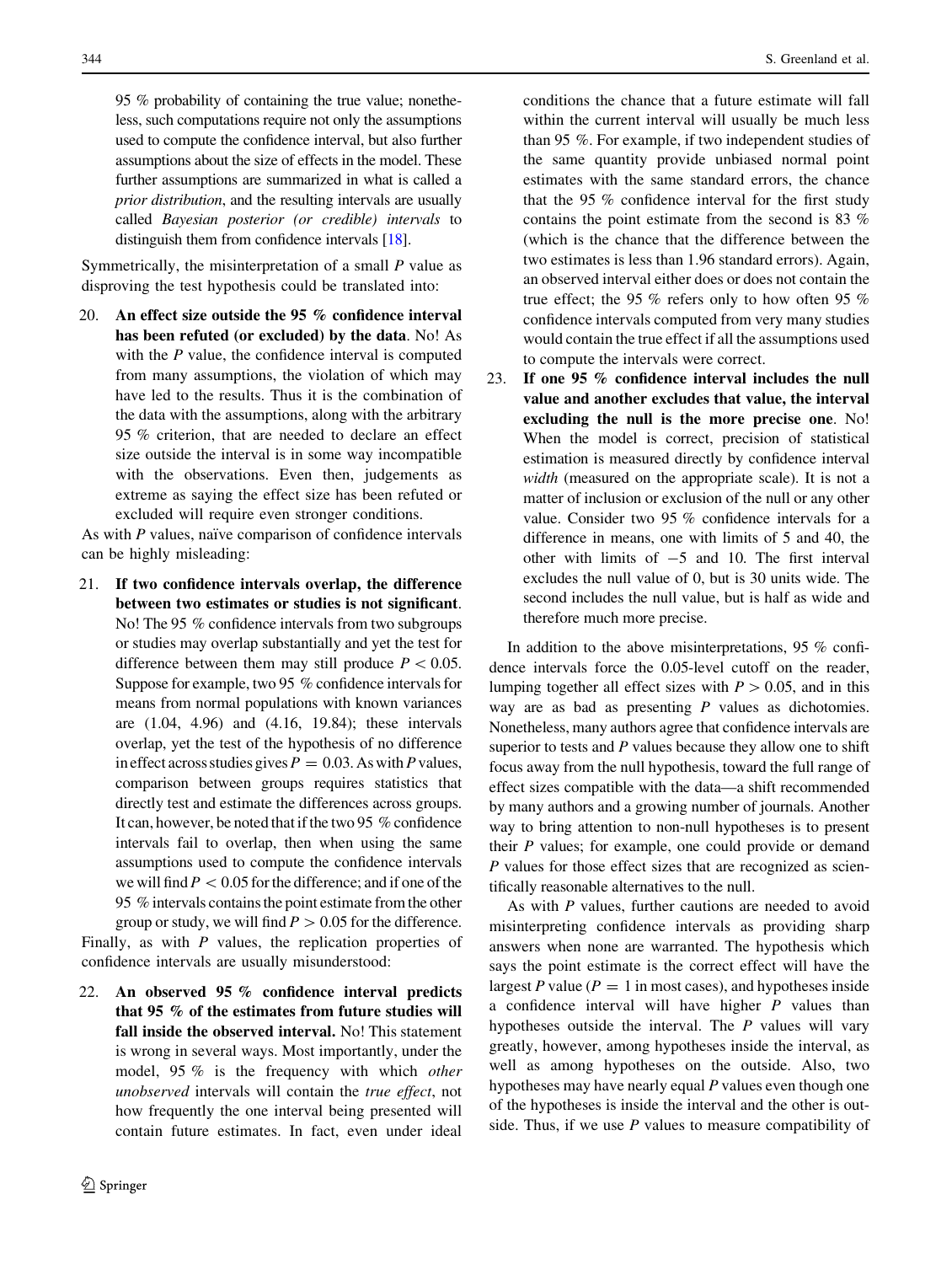95 % probability of containing the true value; nonetheless, such computations require not only the assumptions used to compute the confidence interval, but also further assumptions about the size of effects in the model. These further assumptions are summarized in what is called a *prior distribution*, and the resulting intervals are usually called *Bayesian posterior (or credible) intervals* to distinguish them from confidence intervals [18].

Symmetrically, the misinterpretation of a small $P$ value as disproving the test hypothesis could be translated into:

20. **An effect size outside the 95 % confidence interval has been refuted (or excluded) by the data**. No! As with the $P$ value, the confidence interval is computed from many assumptions, the violation of which may have led to the results. Thus it is the combination of the data with the assumptions, along with the arbitrary 95 % criterion, that are needed to declare an effect size outside the interval is in some way incompatible with the observations. Even then, judgements as extreme as saying the effect size has been refuted or excluded will require even stronger conditions.

As with $P$ values, naïve comparison of confidence intervals can be highly misleading:

21. **If two confidence intervals overlap, the difference between two estimates or studies is not significant**. No! The 95 % confidence intervals from two subgroups or studies may overlap substantially and yet the test for difference between them may still produce $P < 0.05$. Suppose for example, two 95 % confidence intervals for means from normal populations with known variances are (1.04, 4.96) and (4.16, 19.84); these intervals overlap, yet the test of the hypothesis of no difference in effect across studies gives $P = 0.03$. As with $P$ values, comparison between groups requires statistics that directly test and estimate the differences across groups. It can, however, be noted that if the two 95 % confidence intervals fail to overlap, then when using the same assumptions used to compute the confidence intervals we will find $P < 0.05$ for the difference; and if one of the 95 % intervals contains the point estimate from the other group or study, we will find $P > 0.05$ for the difference.

Finally, as with $P$ values, the replication properties of confidence intervals are usually misunderstood:

22. **An observed 95 % confidence interval predicts that 95 % of the estimates from future studies will fall inside the observed interval.** No! This statement is wrong in several ways. Most importantly, under the model, 95 % is the frequency with which *other unobserved* intervals will contain the *true effect*, not how frequently the one interval being presented will contain future estimates. In fact, even under ideal conditions the chance that a future estimate will fall within the current interval will usually be much less than 95 %. For example, if two independent studies of the same quantity provide unbiased normal point estimates with the same standard errors, the chance that the 95 % confidence interval for the first study contains the point estimate from the second is 83 % (which is the chance that the difference between the two estimates is less than 1.96 standard errors). Again, an observed interval either does or does not contain the true effect; the 95 % refers only to how often 95 % confidence intervals computed from very many studies would contain the true effect if all the assumptions used to compute the intervals were correct.

23. **If one 95 % confidence interval includes the null value and another excludes that value, the interval excluding the null is the more precise one**. No! When the model is correct, precision of statistical estimation is measured directly by confidence interval *width* (measured on the appropriate scale). It is not a matter of inclusion or exclusion of the null or any other value. Consider two 95 % confidence intervals for a difference in means, one with limits of 5 and 40, the other with limits of −5 and 10. The first interval excludes the null value of 0, but is 30 units wide. The second includes the null value, but is half as wide and therefore much more precise.

In addition to the above misinterpretations, 95 % confidence intervals force the 0.05-level cutoff on the reader, lumping together all effect sizes with $P > 0.05$, and in this way are as bad as presenting $P$ values as dichotomies. Nonetheless, many authors agree that confidence intervals are superior to tests and $P$ values because they allow one to shift focus away from the null hypothesis, toward the full range of effect sizes compatible with the data—a shift recommended by many authors and a growing number of journals. Another way to bring attention to non-null hypotheses is to present their $P$ values; for example, one could provide or demand $P$ values for those effect sizes that are recognized as scientifically reasonable alternatives to the null.

As with $P$ values, further cautions are needed to avoid misinterpreting confidence intervals as providing sharp answers when none are warranted. The hypothesis which says the point estimate is the correct effect will have the largest $P$ value ($P = 1$ in most cases), and hypotheses inside a confidence interval will have higher $P$ values than hypotheses outside the interval. The $P$ values will vary greatly, however, among hypotheses inside the interval, as well as among hypotheses on the outside. Also, two hypotheses may have nearly equal $P$ values even though one of the hypotheses is inside the interval and the other is outside. Thus, if we use $P$ values to measure compatibility of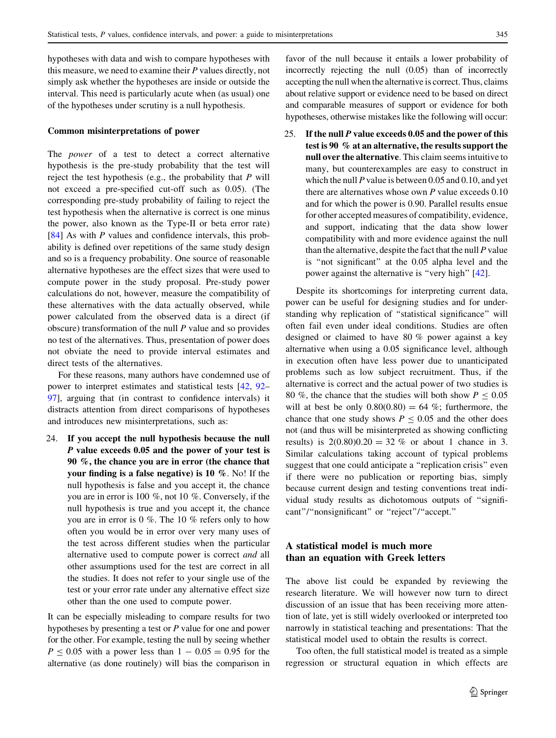hypotheses with data and wish to compare hypotheses with this measure, we need to examine their *P* values directly, not simply ask whether the hypotheses are inside or outside the interval. This need is particularly acute when (as usual) one of the hypotheses under scrutiny is a null hypothesis.

### Common misinterpretations of power

The *power* of a test to detect a correct alternative hypothesis is the pre-study probability that the test will reject the test hypothesis (e.g., the probability that *P* will not exceed a pre-specified cut-off such as 0.05). (The corresponding pre-study probability of failing to reject the test hypothesis when the alternative is correct is one minus the power, also known as the Type-II or beta error rate) [84] As with *P* values and confidence intervals, this probability is defined over repetitions of the same study design and so is a frequency probability. One source of reasonable alternative hypotheses are the effect sizes that were used to compute power in the study proposal. Pre-study power calculations do not, however, measure the compatibility of these alternatives with the data actually observed, while power calculated from the observed data is a direct (if obscure) transformation of the null *P* value and so provides no test of the alternatives. Thus, presentation of power does not obviate the need to provide interval estimates and direct tests of the alternatives.

For these reasons, many authors have condemned use of power to interpret estimates and statistical tests [42, 92–97], arguing that (in contrast to confidence intervals) it distracts attention from direct comparisons of hypotheses and introduces new misinterpretations, such as:

24. **If you accept the null hypothesis because the null *P* value exceeds 0.05 and the power of your test is 90 %, the chance you are in error (the chance that your finding is a false negative) is 10 %**. No! If the null hypothesis is false and you accept it, the chance you are in error is 100 %, not 10 %. Conversely, if the null hypothesis is true and you accept it, the chance you are in error is 0 %. The 10 % refers only to how often you would be in error over very many uses of the test across different studies when the particular alternative used to compute power is correct *and* all other assumptions used for the test are correct in all the studies. It does not refer to your single use of the test or your error rate under any alternative effect size other than the one used to compute power.

It can be especially misleading to compare results for two hypotheses by presenting a test or *P* value for one and power for the other. For example, testing the null by seeing whether $P \leq 0.05$ with a power less than $1 - 0.05 = 0.95$ for the alternative (as done routinely) will bias the comparison in favor of the null because it entails a lower probability of incorrectly rejecting the null (0.05) than of incorrectly accepting the null when the alternative is correct. Thus, claims about relative support or evidence need to be based on direct and comparable measures of support or evidence for both hypotheses, otherwise mistakes like the following will occur:

25. **If the null *P* value exceeds 0.05 and the power of this test is 90 % at an alternative, the results support the null over the alternative**. This claim seems intuitive to many, but counterexamples are easy to construct in which the null *P* value is between 0.05 and 0.10, and yet there are alternatives whose own *P* value exceeds 0.10 and for which the power is 0.90. Parallel results ensue for other accepted measures of compatibility, evidence, and support, indicating that the data show lower compatibility with and more evidence against the null than the alternative, despite the fact that the null *P* value is "not significant" at the 0.05 alpha level and the power against the alternative is "very high" [42].

Despite its shortcomings for interpreting current data, power can be useful for designing studies and for understanding why replication of "statistical significance" will often fail even under ideal conditions. Studies are often designed or claimed to have 80 % power against a key alternative when using a 0.05 significance level, although in execution often have less power due to unanticipated problems such as low subject recruitment. Thus, if the alternative is correct and the actual power of two studies is 80 %, the chance that the studies will both show $P \leq 0.05$ will at best be only $0.80(0.80) = 64$ %; furthermore, the chance that one study shows $P \leq 0.05$ and the other does not (and thus will be misinterpreted as showing conflicting results) is $2(0.80)0.20 = 32$ % or about 1 chance in 3. Similar calculations taking account of typical problems suggest that one could anticipate a "replication crisis" even if there were no publication or reporting bias, simply because current design and testing conventions treat individual study results as dichotomous outputs of "significant"/"nonsignificant" or "reject"/"accept."

## A statistical model is much more than an equation with Greek letters

The above list could be expanded by reviewing the research literature. We will however now turn to direct discussion of an issue that has been receiving more attention of late, yet is still widely overlooked or interpreted too narrowly in statistical teaching and presentations: That the statistical model used to obtain the results is correct.

Too often, the full statistical model is treated as a simple regression or structural equation in which effects are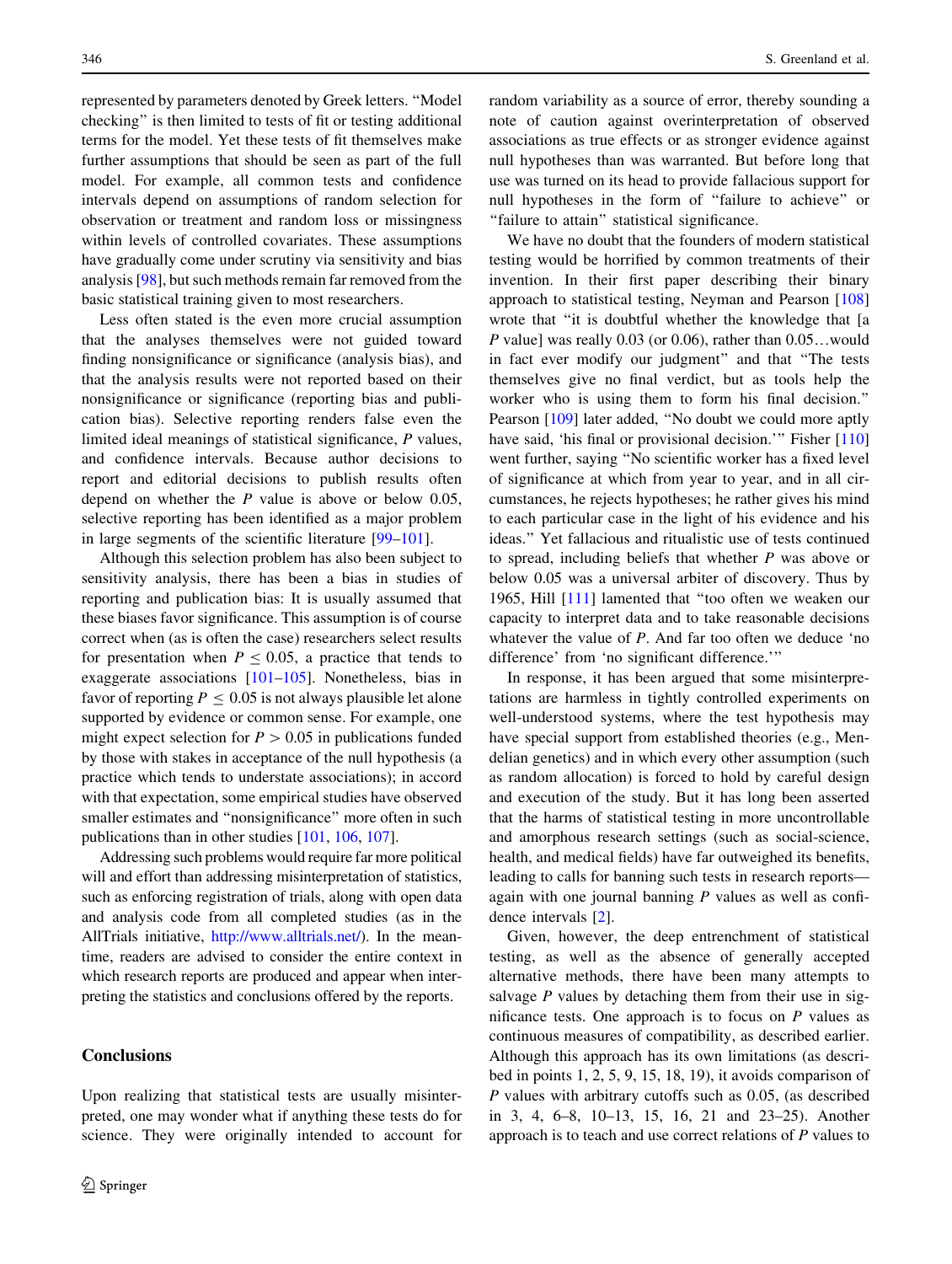represented by parameters denoted by Greek letters. "Model checking" is then limited to tests of fit or testing additional terms for the model. Yet these tests of fit themselves make further assumptions that should be seen as part of the full model. For example, all common tests and confidence intervals depend on assumptions of random selection for observation or treatment and random loss or missingness within levels of controlled covariates. These assumptions have gradually come under scrutiny via sensitivity and bias analysis [98], but such methods remain far removed from the basic statistical training given to most researchers.

Less often stated is the even more crucial assumption that the analyses themselves were not guided toward finding nonsignificance or significance (analysis bias), and that the analysis results were not reported based on their nonsignificance or significance (reporting bias and publication bias). Selective reporting renders false even the limited ideal meanings of statistical significance, *P* values, and confidence intervals. Because author decisions to report and editorial decisions to publish results often depend on whether the *P* value is above or below 0.05, selective reporting has been identified as a major problem in large segments of the scientific literature [99–101].

Although this selection problem has also been subject to sensitivity analysis, there has been a bias in studies of reporting and publication bias: It is usually assumed that these biases favor significance. This assumption is of course correct when (as is often the case) researchers select results for presentation when $P \leq 0.05$, a practice that tends to exaggerate associations [101–105]. Nonetheless, bias in favor of reporting $P \leq 0.05$ is not always plausible let alone supported by evidence or common sense. For example, one might expect selection for $P > 0.05$ in publications funded by those with stakes in acceptance of the null hypothesis (a practice which tends to understate associations); in accord with that expectation, some empirical studies have observed smaller estimates and "nonsignificance" more often in such publications than in other studies [101, 106, 107].

Addressing such problems would require far more political will and effort than addressing misinterpretation of statistics, such as enforcing registration of trials, along with open data and analysis code from all completed studies (as in the AllTrials initiative, http://www.alltrials.net/). In the meantime, readers are advised to consider the entire context in which research reports are produced and appear when interpreting the statistics and conclusions offered by the reports.

## Conclusions

Upon realizing that statistical tests are usually misinterpreted, one may wonder what if anything these tests do for science. They were originally intended to account for random variability as a source of error, thereby sounding a note of caution against overinterpretation of observed associations as true effects or as stronger evidence against null hypotheses than was warranted. But before long that use was turned on its head to provide fallacious support for null hypotheses in the form of "failure to achieve" or "failure to attain" statistical significance.

We have no doubt that the founders of modern statistical testing would be horrified by common treatments of their invention. In their first paper describing their binary approach to statistical testing, Neyman and Pearson [108] wrote that "it is doubtful whether the knowledge that [a *P* value] was really 0.03 (or 0.06), rather than 0.05…would in fact ever modify our judgment" and that "The tests themselves give no final verdict, but as tools help the worker who is using them to form his final decision." Pearson [109] later added, "No doubt we could more aptly have said, 'his final or provisional decision.'" Fisher [110] went further, saying "No scientific worker has a fixed level of significance at which from year to year, and in all circumstances, he rejects hypotheses; he rather gives his mind to each particular case in the light of his evidence and his ideas." Yet fallacious and ritualistic use of tests continued to spread, including beliefs that whether *P* was above or below 0.05 was a universal arbiter of discovery. Thus by 1965, Hill [111] lamented that "too often we weaken our capacity to interpret data and to take reasonable decisions whatever the value of *P*. And far too often we deduce 'no difference' from 'no significant difference.'"

In response, it has been argued that some misinterpretations are harmless in tightly controlled experiments on well-understood systems, where the test hypothesis may have special support from established theories (e.g., Mendelian genetics) and in which every other assumption (such as random allocation) is forced to hold by careful design and execution of the study. But it has long been asserted that the harms of statistical testing in more uncontrollable and amorphous research settings (such as social-science, health, and medical fields) have far outweighed its benefits, leading to calls for banning such tests in research reports—again with one journal banning *P* values as well as confidence intervals [2].

Given, however, the deep entrenchment of statistical testing, as well as the absence of generally accepted alternative methods, there have been many attempts to salvage *P* values by detaching them from their use in significance tests. One approach is to focus on *P* values as continuous measures of compatibility, as described earlier. Although this approach has its own limitations (as described in points 1, 2, 5, 9, 15, 18, 19), it avoids comparison of *P* values with arbitrary cutoffs such as 0.05, (as described in 3, 4, 6–8, 10–13, 15, 16, 21 and 23–25). Another approach is to teach and use correct relations of *P* values to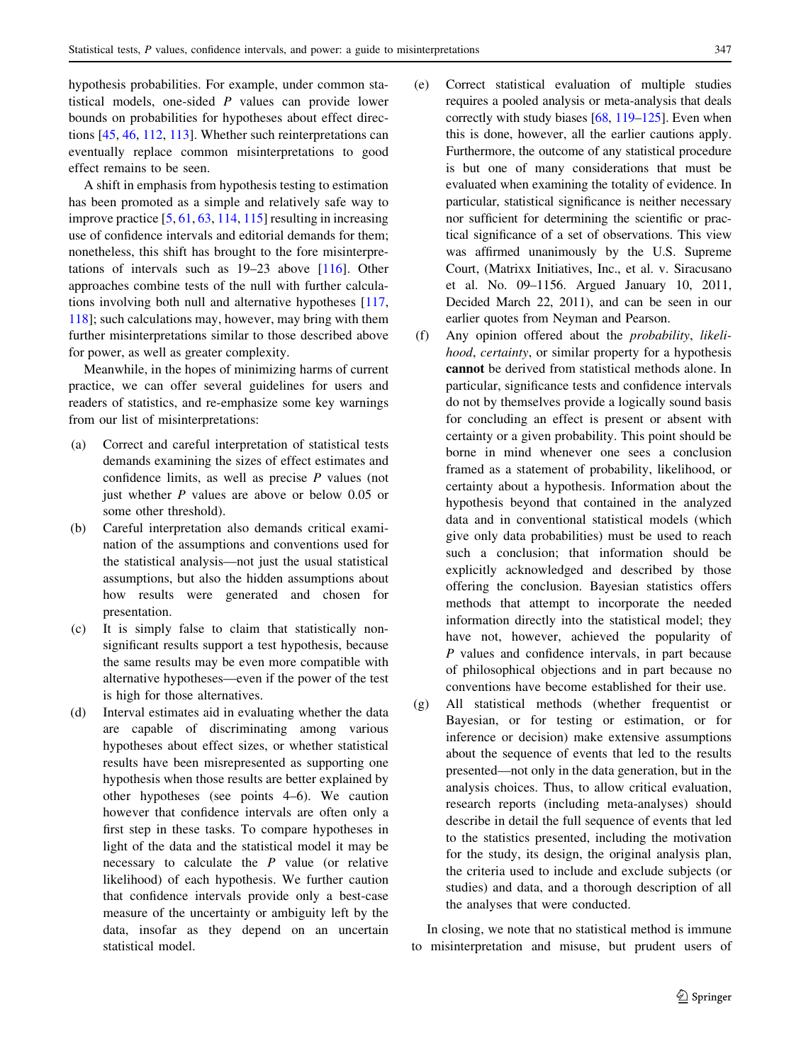hypothesis probabilities. For example, under common statistical models, one-sided $P$ values can provide lower bounds on probabilities for hypotheses about effect directions [45, 46, 112, 113]. Whether such reinterpretations can eventually replace common misinterpretations to good effect remains to be seen.

A shift in emphasis from hypothesis testing to estimation has been promoted as a simple and relatively safe way to improve practice [5, 61, 63, 114, 115] resulting in increasing use of confidence intervals and editorial demands for them; nonetheless, this shift has brought to the fore misinterpretations of intervals such as 19–23 above [116]. Other approaches combine tests of the null with further calculations involving both null and alternative hypotheses [117, 118]; such calculations may, however, may bring with them further misinterpretations similar to those described above for power, as well as greater complexity.

Meanwhile, in the hopes of minimizing harms of current practice, we can offer several guidelines for users and readers of statistics, and re-emphasize some key warnings from our list of misinterpretations:

(a) Correct and careful interpretation of statistical tests demands examining the sizes of effect estimates and confidence limits, as well as precise $P$ values (not just whether $P$ values are above or below 0.05 or some other threshold).

(b) Careful interpretation also demands critical examination of the assumptions and conventions used for the statistical analysis—not just the usual statistical assumptions, but also the hidden assumptions about how results were generated and chosen for presentation.

(c) It is simply false to claim that statistically nonsignificant results support a test hypothesis, because the same results may be even more compatible with alternative hypotheses—even if the power of the test is high for those alternatives.

(d) Interval estimates aid in evaluating whether the data are capable of discriminating among various hypotheses about effect sizes, or whether statistical results have been misrepresented as supporting one hypothesis when those results are better explained by other hypotheses (see points 4–6). We caution however that confidence intervals are often only a first step in these tasks. To compare hypotheses in light of the data and the statistical model it may be necessary to calculate the $P$ value (or relative likelihood) of each hypothesis. We further caution that confidence intervals provide only a best-case measure of the uncertainty or ambiguity left by the data, insofar as they depend on an uncertain statistical model.

(e) Correct statistical evaluation of multiple studies requires a pooled analysis or meta-analysis that deals correctly with study biases [68, 119–125]. Even when this is done, however, all the earlier cautions apply. Furthermore, the outcome of any statistical procedure is but one of many considerations that must be evaluated when examining the totality of evidence. In particular, statistical significance is neither necessary nor sufficient for determining the scientific or practical significance of a set of observations. This view was affirmed unanimously by the U.S. Supreme Court, (Matrixx Initiatives, Inc., et al. v. Siracusano et al. No. 09–1156. Argued January 10, 2011, Decided March 22, 2011), and can be seen in our earlier quotes from Neyman and Pearson.

(f) Any opinion offered about the *probability*, *likelihood*, *certainty*, or similar property for a hypothesis **cannot** be derived from statistical methods alone. In particular, significance tests and confidence intervals do not by themselves provide a logically sound basis for concluding an effect is present or absent with certainty or a given probability. This point should be borne in mind whenever one sees a conclusion framed as a statement of probability, likelihood, or certainty about a hypothesis. Information about the hypothesis beyond that contained in the analyzed data and in conventional statistical models (which give only data probabilities) must be used to reach such a conclusion; that information should be explicitly acknowledged and described by those offering the conclusion. Bayesian statistics offers methods that attempt to incorporate the needed information directly into the statistical model; they have not, however, achieved the popularity of $P$ values and confidence intervals, in part because of philosophical objections and in part because no conventions have become established for their use.

(g) All statistical methods (whether frequentist or Bayesian, or for testing or estimation, or for inference or decision) make extensive assumptions about the sequence of events that led to the results presented—not only in the data generation, but in the analysis choices. Thus, to allow critical evaluation, research reports (including meta-analyses) should describe in detail the full sequence of events that led to the statistics presented, including the motivation for the study, its design, the original analysis plan, the criteria used to include and exclude subjects (or studies) and data, and a thorough description of all the analyses that were conducted.

In closing, we note that no statistical method is immune to misinterpretation and misuse, but prudent users of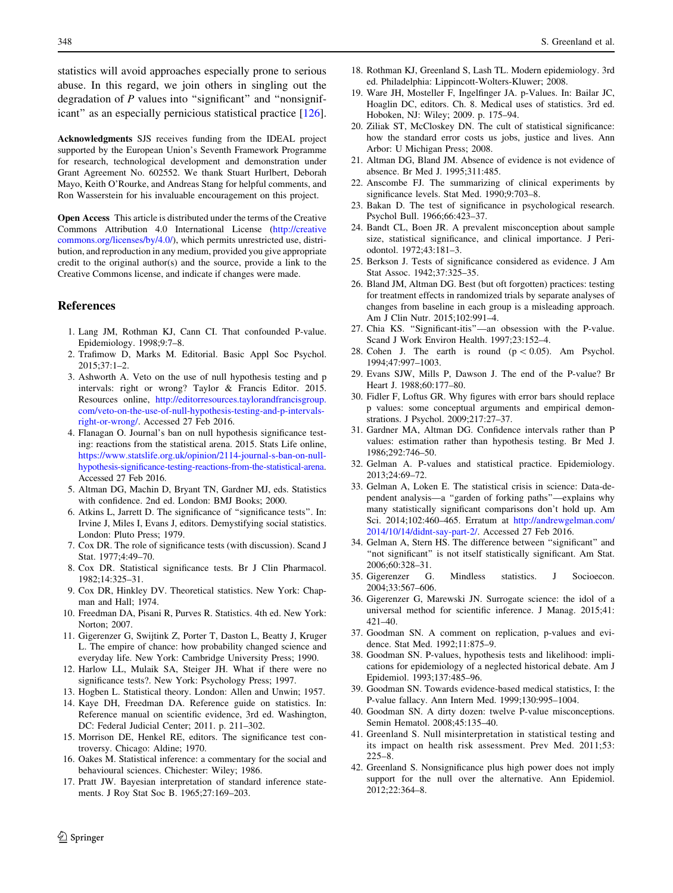statistics will avoid approaches especially prone to serious abuse. In this regard, we join others in singling out the degradation of *P* values into "significant" and "nonsignificant" as an especially pernicious statistical practice [126].

**Acknowledgments** SJS receives funding from the IDEAL project supported by the European Union's Seventh Framework Programme for research, technological development and demonstration under Grant Agreement No. 602552. We thank Stuart Hurlbert, Deborah Mayo, Keith O'Rourke, and Andreas Stang for helpful comments, and Ron Wasserstein for his invaluable encouragement on this project.

**Open Access** This article is distributed under the terms of the Creative Commons Attribution 4.0 International License (http://creativecommons.org/licenses/by/4.0/), which permits unrestricted use, distribution, and reproduction in any medium, provided you give appropriate credit to the original author(s) and the source, provide a link to the Creative Commons license, and indicate if changes were made.

## References

1. Lang JM, Rothman KJ, Cann CI. That confounded P-value. Epidemiology. 1998;9:7–8.
2. Trafimow D, Marks M. Editorial. Basic Appl Soc Psychol. 2015;37:1–2.
3. Ashworth A. Veto on the use of null hypothesis testing and p intervals: right or wrong? Taylor & Francis Editor. 2015. Resources online, http://editorresources.taylorandfrancisgroup.com/veto-on-the-use-of-null-hypothesis-testing-and-p-intervals-right-or-wrong/. Accessed 27 Feb 2016.
4. Flanagan O. Journal's ban on null hypothesis significance testing: reactions from the statistical arena. 2015. Stats Life online, https://www.statslife.org.uk/opinion/2114-journal-s-ban-on-null-hypothesis-significance-testing-reactions-from-the-statistical-arena. Accessed 27 Feb 2016.
5. Altman DG, Machin D, Bryant TN, Gardner MJ, eds. Statistics with confidence. 2nd ed. London: BMJ Books; 2000.
6. Atkins L, Jarrett D. The significance of "significance tests". In: Irvine J, Miles I, Evans J, editors. Demystifying social statistics. London: Pluto Press; 1979.
7. Cox DR. The role of significance tests (with discussion). Scand J Stat. 1977;4:49–70.
8. Cox DR. Statistical significance tests. Br J Clin Pharmacol. 1982;14:325–31.
9. Cox DR, Hinkley DV. Theoretical statistics. New York: Chapman and Hall; 1974.
10. Freedman DA, Pisani R, Purves R. Statistics. 4th ed. New York: Norton; 2007.
11. Gigerenzer G, Swijtink Z, Porter T, Daston L, Beatty J, Kruger L. The empire of chance: how probability changed science and everyday life. New York: Cambridge University Press; 1990.
12. Harlow LL, Mulaik SA, Steiger JH. What if there were no significance tests?. New York: Psychology Press; 1997.
13. Hogben L. Statistical theory. London: Allen and Unwin; 1957.
14. Kaye DH, Freedman DA. Reference guide on statistics. In: Reference manual on scientific evidence, 3rd ed. Washington, DC: Federal Judicial Center; 2011. p. 211–302.
15. Morrison DE, Henkel RE, editors. The significance test controversy. Chicago: Aldine; 1970.
16. Oakes M. Statistical inference: a commentary for the social and behavioural sciences. Chichester: Wiley; 1986.
17. Pratt JW. Bayesian interpretation of standard inference statements. J Roy Stat Soc B. 1965;27:169–203.
18. Rothman KJ, Greenland S, Lash TL. Modern epidemiology. 3rd ed. Philadelphia: Lippincott-Wolters-Kluwer; 2008.
19. Ware JH, Mosteller F, Ingelfinger JA. p-Values. In: Bailar JC, Hoaglin DC, editors. Ch. 8. Medical uses of statistics. 3rd ed. Hoboken, NJ: Wiley; 2009. p. 175–94.
20. Ziliak ST, McCloskey DN. The cult of statistical significance: how the standard error costs us jobs, justice and lives. Ann Arbor: U Michigan Press; 2008.
21. Altman DG, Bland JM. Absence of evidence is not evidence of absence. Br Med J. 1995;311:485.
22. Anscombe FJ. The summarizing of clinical experiments by significance levels. Stat Med. 1990;9:703–8.
23. Bakan D. The test of significance in psychological research. Psychol Bull. 1966;66:423–37.
24. Bandt CL, Boen JR. A prevalent misconception about sample size, statistical significance, and clinical importance. J Periodontol. 1972;43:181–3.
25. Berkson J. Tests of significance considered as evidence. J Am Stat Assoc. 1942;37:325–35.
26. Bland JM, Altman DG. Best (but oft forgotten) practices: testing for treatment effects in randomized trials by separate analyses of changes from baseline in each group is a misleading approach. Am J Clin Nutr. 2015;102:991–4.
27. Chia KS. "Significant-itis"—an obsession with the P-value. Scand J Work Environ Health. 1997;23:152–4.
28. Cohen J. The earth is round ($p < 0.05$). Am Psychol. 1994;47:997–1003.
29. Evans SJW, Mills P, Dawson J. The end of the P-value? Br Heart J. 1988;60:177–80.
30. Fidler F, Loftus GR. Why figures with error bars should replace p values: some conceptual arguments and empirical demonstrations. J Psychol. 2009;217:27–37.
31. Gardner MA, Altman DG. Confidence intervals rather than P values: estimation rather than hypothesis testing. Br Med J. 1986;292:746–50.
32. Gelman A. P-values and statistical practice. Epidemiology. 2013;24:69–72.
33. Gelman A, Loken E. The statistical crisis in science: Data-dependent analysis—a "garden of forking paths"—explains why many statistically significant comparisons don't hold up. Am Sci. 2014;102:460–465. Erratum at http://andrewgelman.com/2014/10/14/didnt-say-part-2/. Accessed 27 Feb 2016.
34. Gelman A, Stern HS. The difference between "significant" and "not significant" is not itself statistically significant. Am Stat. 2006;60:328–31.
35. Gigerenzer G. Mindless statistics. J Socioecon. 2004;33:567–606.
36. Gigerenzer G, Marewski JN. Surrogate science: the idol of a universal method for scientific inference. J Manag. 2015;41:421–40.
37. Goodman SN. A comment on replication, p-values and evidence. Stat Med. 1992;11:875–9.
38. Goodman SN. P-values, hypothesis tests and likelihood: implications for epidemiology of a neglected historical debate. Am J Epidemiol. 1993;137:485–96.
39. Goodman SN. Towards evidence-based medical statistics, I: the P-value fallacy. Ann Intern Med. 1999;130:995–1004.
40. Goodman SN. A dirty dozen: twelve P-value misconceptions. Semin Hematol. 2008;45:135–40.
41. Greenland S. Null misinterpretation in statistical testing and its impact on health risk assessment. Prev Med. 2011;53:225–8.
42. Greenland S. Nonsignificance plus high power does not imply support for the null over the alternative. Ann Epidemiol. 2012;22:364–8.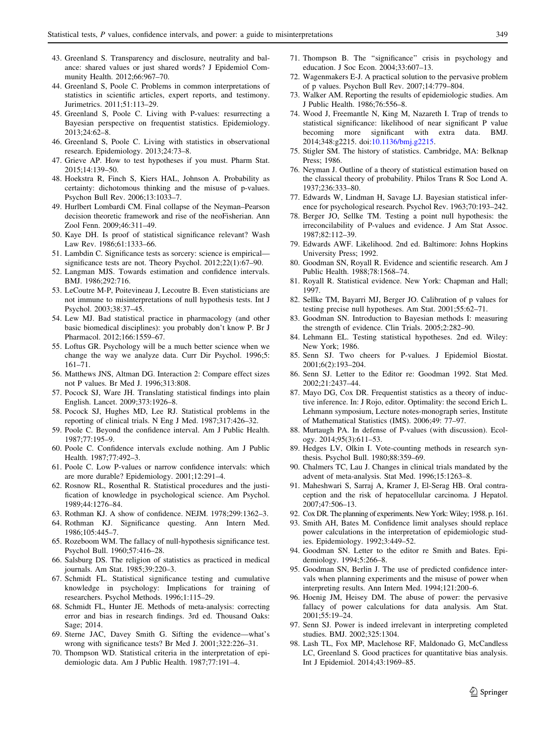43. Greenland S. Transparency and disclosure, neutrality and balance: shared values or just shared words? J Epidemiol Community Health. 2012;66:967–70.
44. Greenland S, Poole C. Problems in common interpretations of statistics in scientific articles, expert reports, and testimony. Jurimetrics. 2011;51:113–29.
45. Greenland S, Poole C. Living with P-values: resurrecting a Bayesian perspective on frequentist statistics. Epidemiology. 2013;24:62–8.
46. Greenland S, Poole C. Living with statistics in observational research. Epidemiology. 2013;24:73–8.
47. Grieve AP. How to test hypotheses if you must. Pharm Stat. 2015;14:139–50.
48. Hoekstra R, Finch S, Kiers HAL, Johnson A. Probability as certainty: dichotomous thinking and the misuse of p-values. Psychon Bull Rev. 2006;13:1033–7.
49. Hurlbert Lombardi CM. Final collapse of the Neyman–Pearson decision theoretic framework and rise of the neoFisherian. Ann Zool Fenn. 2009;46:311–49.
50. Kaye DH. Is proof of statistical significance relevant? Wash Law Rev. 1986;61:1333–66.
51. Lambdin C. Significance tests as sorcery: science is empirical—significance tests are not. Theory Psychol. 2012;22(1):67–90.
52. Langman MJS. Towards estimation and confidence intervals. BMJ. 1986;292:716.
53. LeCoutre M-P, Poitevineau J, Lecoutre B. Even statisticians are not immune to misinterpretations of null hypothesis tests. Int J Psychol. 2003;38:37–45.
54. Lew MJ. Bad statistical practice in pharmacology (and other basic biomedical disciplines): you probably don't know P. Br J Pharmacol. 2012;166:1559–67.
55. Loftus GR. Psychology will be a much better science when we change the way we analyze data. Curr Dir Psychol. 1996;5:161–71.
56. Matthews JNS, Altman DG. Interaction 2: Compare effect sizes not P values. Br Med J. 1996;313:808.
57. Pocock SJ, Ware JH. Translating statistical findings into plain English. Lancet. 2009;373:1926–8.
58. Pocock SJ, Hughes MD, Lee RJ. Statistical problems in the reporting of clinical trials. N Eng J Med. 1987;317:426–32.
59. Poole C. Beyond the confidence interval. Am J Public Health. 1987;77:195–9.
60. Poole C. Confidence intervals exclude nothing. Am J Public Health. 1987;77:492–3.
61. Poole C. Low P-values or narrow confidence intervals: which are more durable? Epidemiology. 2001;12:291–4.
62. Rosnow RL, Rosenthal R. Statistical procedures and the justification of knowledge in psychological science. Am Psychol. 1989;44:1276–84.
63. Rothman KJ. A show of confidence. NEJM. 1978;299:1362–3.
64. Rothman KJ. Significance questing. Ann Intern Med. 1986;105:445–7.
65. Rozeboom WM. The fallacy of null-hypothesis significance test. Psychol Bull. 1960;57:416–28.
66. Salsburg DS. The religion of statistics as practiced in medical journals. Am Stat. 1985;39:220–3.
67. Schmidt FL. Statistical significance testing and cumulative knowledge in psychology: Implications for training of researchers. Psychol Methods. 1996;1:115–29.
68. Schmidt FL, Hunter JE. Methods of meta-analysis: correcting error and bias in research findings. 3rd ed. Thousand Oaks: Sage; 2014.
69. Sterne JAC, Davey Smith G. Sifting the evidence—what's wrong with significance tests? Br Med J. 2001;322:226–31.
70. Thompson WD. Statistical criteria in the interpretation of epidemiologic data. Am J Public Health. 1987;77:191–4.
71. Thompson B. The "significance" crisis in psychology and education. J Soc Econ. 2004;33:607–13.
72. Wagenmakers E-J. A practical solution to the pervasive problem of p values. Psychon Bull Rev. 2007;14:779–804.
73. Walker AM. Reporting the results of epidemiologic studies. Am J Public Health. 1986;76:556–8.
74. Wood J, Freemantle N, King M, Nazareth I. Trap of trends to statistical significance: likelihood of near significant P value becoming more significant with extra data. BMJ. 2014;348:g2215. doi:10.1136/bmj.g2215.
75. Stigler SM. The history of statistics. Cambridge, MA: Belknap Press; 1986.
76. Neyman J. Outline of a theory of statistical estimation based on the classical theory of probability. Philos Trans R Soc Lond A. 1937;236:333–80.
77. Edwards W, Lindman H, Savage LJ. Bayesian statistical inference for psychological research. Psychol Rev. 1963;70:193–242.
78. Berger JO, Sellke TM. Testing a point null hypothesis: the irreconcilability of P-values and evidence. J Am Stat Assoc. 1987;82:112–39.
79. Edwards AWF. Likelihood. 2nd ed. Baltimore: Johns Hopkins University Press; 1992.
80. Goodman SN, Royall R. Evidence and scientific research. Am J Public Health. 1988;78:1568–74.
81. Royall R. Statistical evidence. New York: Chapman and Hall; 1997.
82. Sellke TM, Bayarri MJ, Berger JO. Calibration of p values for testing precise null hypotheses. Am Stat. 2001;55:62–71.
83. Goodman SN. Introduction to Bayesian methods I: measuring the strength of evidence. Clin Trials. 2005;2:282–90.
84. Lehmann EL. Testing statistical hypotheses. 2nd ed. Wiley: New York; 1986.
85. Senn SJ. Two cheers for P-values. J Epidemiol Biostat. 2001;6(2):193–204.
86. Senn SJ. Letter to the Editor re: Goodman 1992. Stat Med. 2002;21:2437–44.
87. Mayo DG, Cox DR. Frequentist statistics as a theory of inductive inference. In: J Rojo, editor. Optimality: the second Erich L. Lehmann symposium, Lecture notes-monograph series, Institute of Mathematical Statistics (IMS). 2006;49: 77–97.
88. Murtaugh PA. In defense of P-values (with discussion). Ecology. 2014;95(3):611–53.
89. Hedges LV, Olkin I. Vote-counting methods in research synthesis. Psychol Bull. 1980;88:359–69.
90. Chalmers TC, Lau J. Changes in clinical trials mandated by the advent of meta-analysis. Stat Med. 1996;15:1263–8.
91. Maheshwari S, Sarraj A, Kramer J, El-Serag HB. Oral contraception and the risk of hepatocellular carcinoma. J Hepatol. 2007;47:506–13.
92. Cox DR. The planning of experiments. New York: Wiley; 1958. p. 161.
93. Smith AH, Bates M. Confidence limit analyses should replace power calculations in the interpretation of epidemiologic studies. Epidemiology. 1992;3:449–52.
94. Goodman SN. Letter to the editor re Smith and Bates. Epidemiology. 1994;5:266–8.
95. Goodman SN, Berlin J. The use of predicted confidence intervals when planning experiments and the misuse of power when interpreting results. Ann Intern Med. 1994;121:200–6.
96. Hoenig JM, Heisey DM. The abuse of power: the pervasive fallacy of power calculations for data analysis. Am Stat. 2001;55:19–24.
97. Senn SJ. Power is indeed irrelevant in interpreting completed studies. BMJ. 2002;325:1304.
98. Lash TL, Fox MP, Maclehose RF, Maldonado G, McCandless LC, Greenland S. Good practices for quantitative bias analysis. Int J Epidemiol. 2014;43:1969–85.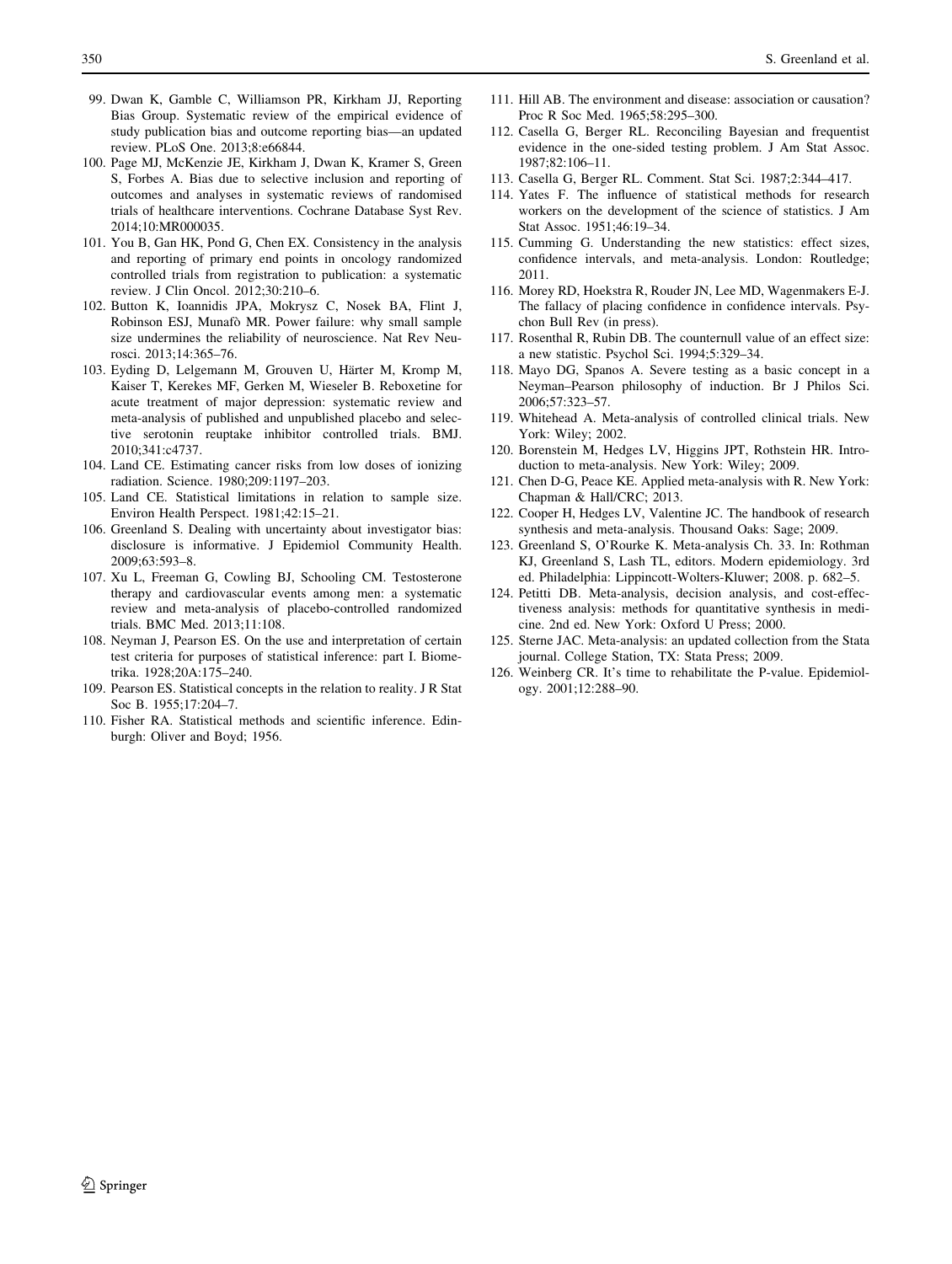99. Dwan K, Gamble C, Williamson PR, Kirkham JJ, Reporting Bias Group. Systematic review of the empirical evidence of study publication bias and outcome reporting bias—an updated review. PLoS One. 2013;8:e66844.
100. Page MJ, McKenzie JE, Kirkham J, Dwan K, Kramer S, Green S, Forbes A. Bias due to selective inclusion and reporting of outcomes and analyses in systematic reviews of randomised trials of healthcare interventions. Cochrane Database Syst Rev. 2014;10:MR000035.
101. You B, Gan HK, Pond G, Chen EX. Consistency in the analysis and reporting of primary end points in oncology randomized controlled trials from registration to publication: a systematic review. J Clin Oncol. 2012;30:210–6.
102. Button K, Ioannidis JPA, Mokrysz C, Nosek BA, Flint J, Robinson ESJ, Munafò MR. Power failure: why small sample size undermines the reliability of neuroscience. Nat Rev Neurosci. 2013;14:365–76.
103. Eyding D, Lelgemann M, Grouven U, Härter M, Kromp M, Kaiser T, Kerekes MF, Gerken M, Wieseler B. Reboxetine for acute treatment of major depression: systematic review and meta-analysis of published and unpublished placebo and selective serotonin reuptake inhibitor controlled trials. BMJ. 2010;341:c4737.
104. Land CE. Estimating cancer risks from low doses of ionizing radiation. Science. 1980;209:1197–203.
105. Land CE. Statistical limitations in relation to sample size. Environ Health Perspect. 1981;42:15–21.
106. Greenland S. Dealing with uncertainty about investigator bias: disclosure is informative. J Epidemiol Community Health. 2009;63:593–8.
107. Xu L, Freeman G, Cowling BJ, Schooling CM. Testosterone therapy and cardiovascular events among men: a systematic review and meta-analysis of placebo-controlled randomized trials. BMC Med. 2013;11:108.
108. Neyman J, Pearson ES. On the use and interpretation of certain test criteria for purposes of statistical inference: part I. Biometrika. 1928;20A:175–240.
109. Pearson ES. Statistical concepts in the relation to reality. J R Stat Soc B. 1955;17:204–7.
110. Fisher RA. Statistical methods and scientific inference. Edinburgh: Oliver and Boyd; 1956.
111. Hill AB. The environment and disease: association or causation? Proc R Soc Med. 1965;58:295–300.
112. Casella G, Berger RL. Reconciling Bayesian and frequentist evidence in the one-sided testing problem. J Am Stat Assoc. 1987;82:106–11.
113. Casella G, Berger RL. Comment. Stat Sci. 1987;2:344–417.
114. Yates F. The influence of statistical methods for research workers on the development of the science of statistics. J Am Stat Assoc. 1951;46:19–34.
115. Cumming G. Understanding the new statistics: effect sizes, confidence intervals, and meta-analysis. London: Routledge; 2011.
116. Morey RD, Hoekstra R, Rouder JN, Lee MD, Wagenmakers E-J. The fallacy of placing confidence in confidence intervals. Psychon Bull Rev (in press).
117. Rosenthal R, Rubin DB. The counternull value of an effect size: a new statistic. Psychol Sci. 1994;5:329–34.
118. Mayo DG, Spanos A. Severe testing as a basic concept in a Neyman–Pearson philosophy of induction. Br J Philos Sci. 2006;57:323–57.
119. Whitehead A. Meta-analysis of controlled clinical trials. New York: Wiley; 2002.
120. Borenstein M, Hedges LV, Higgins JPT, Rothstein HR. Introduction to meta-analysis. New York: Wiley; 2009.
121. Chen D-G, Peace KE. Applied meta-analysis with R. New York: Chapman & Hall/CRC; 2013.
122. Cooper H, Hedges LV, Valentine JC. The handbook of research synthesis and meta-analysis. Thousand Oaks: Sage; 2009.
123. Greenland S, O'Rourke K. Meta-analysis Ch. 33. In: Rothman KJ, Greenland S, Lash TL, editors. Modern epidemiology. 3rd ed. Philadelphia: Lippincott-Wolters-Kluwer; 2008. p. 682–5.
124. Petitti DB. Meta-analysis, decision analysis, and cost-effectiveness analysis: methods for quantitative synthesis in medicine. 2nd ed. New York: Oxford U Press; 2000.
125. Sterne JAC. Meta-analysis: an updated collection from the Stata journal. College Station, TX: Stata Press; 2009.
126. Weinberg CR. It's time to rehabilitate the P-value. Epidemiology. 2001;12:288–90.